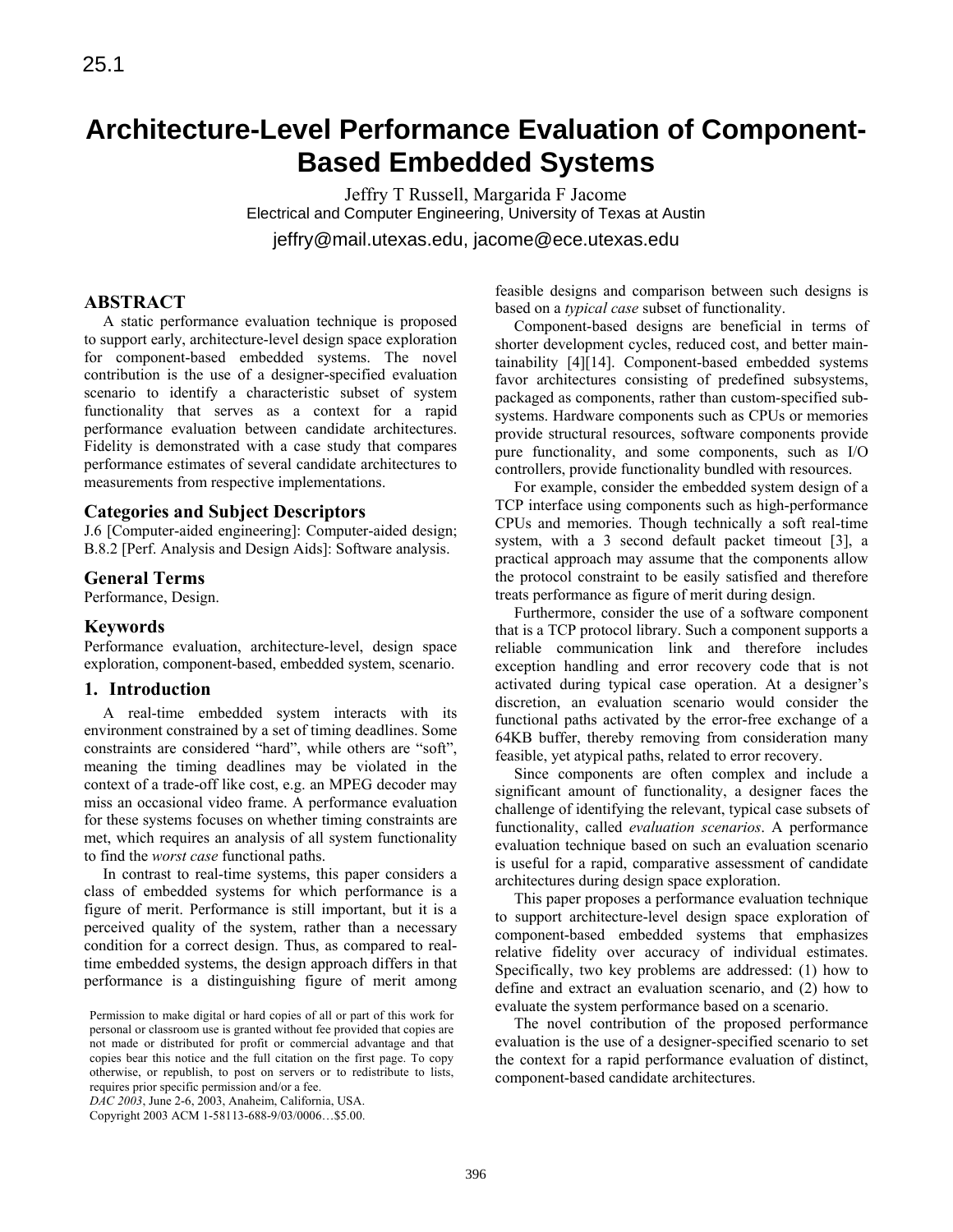# Architecture-Level Performance Evaluation of Component-Based Embedded Systems

Jeffry T Russell, Margarida F Jacome
Electrical and Computer Engineering, University of Texas at Austin
jeffry@mail.utexas.edu, jacome@ece.utexas.edu

## ABSTRACT

A static performance evaluation technique is proposed to support early, architecture-level design space exploration for component-based embedded systems. The novel contribution is the use of a designer-specified evaluation scenario to identify a characteristic subset of system functionality that serves as a context for a rapid performance evaluation between candidate architectures. Fidelity is demonstrated with a case study that compares performance estimates of several candidate architectures to measurements from respective implementations.

### Categories and Subject Descriptors

J.6 [Computer-aided engineering]: Computer-aided design; B.8.2 [Perf. Analysis and Design Aids]: Software analysis.

### General Terms

Performance, Design.

### Keywords

Performance evaluation, architecture-level, design space exploration, component-based, embedded system, scenario.

## 1. Introduction

A real-time embedded system interacts with its environment constrained by a set of timing deadlines. Some constraints are considered "hard", while others are "soft", meaning the timing deadlines may be violated in the context of a trade-off like cost, e.g. an MPEG decoder may miss an occasional video frame. A performance evaluation for these systems focuses on whether timing constraints are met, which requires an analysis of all system functionality to find the *worst case* functional paths.

In contrast to real-time systems, this paper considers a class of embedded systems for which performance is a figure of merit. Performance is still important, but it is a perceived quality of the system, rather than a necessary condition for a correct design. Thus, as compared to real-time embedded systems, the design approach differs in that performance is a distinguishing figure of merit among feasible designs and comparison between such designs is based on a *typical case* subset of functionality.

Component-based designs are beneficial in terms of shorter development cycles, reduced cost, and better maintainability [4][14]. Component-based embedded systems favor architectures consisting of predefined subsystems, packaged as components, rather than custom-specified subsystems. Hardware components such as CPUs or memories provide structural resources, software components provide pure functionality, and some components, such as I/O controllers, provide functionality bundled with resources.

For example, consider the embedded system design of a TCP interface using components such as high-performance CPUs and memories. Though technically a soft real-time system, with a 3 second default packet timeout [3], a practical approach may assume that the components allow the protocol constraint to be easily satisfied and therefore treats performance as figure of merit during design.

Furthermore, consider the use of a software component that is a TCP protocol library. Such a component supports a reliable communication link and therefore includes exception handling and error recovery code that is not activated during typical case operation. At a designer's discretion, an evaluation scenario would consider the functional paths activated by the error-free exchange of a 64KB buffer, thereby removing from consideration many feasible, yet atypical paths, related to error recovery.

Since components are often complex and include a significant amount of functionality, a designer faces the challenge of identifying the relevant, typical case subsets of functionality, called *evaluation scenarios*. A performance evaluation technique based on such an evaluation scenario is useful for a rapid, comparative assessment of candidate architectures during design space exploration.

This paper proposes a performance evaluation technique to support architecture-level design space exploration of component-based embedded systems that emphasizes relative fidelity over accuracy of individual estimates. Specifically, two key problems are addressed: (1) how to define and extract an evaluation scenario, and (2) how to evaluate the system performance based on a scenario.

The novel contribution of the proposed performance evaluation is the use of a designer-specified scenario to set the context for a rapid performance evaluation of distinct, component-based candidate architectures.

Permission to make digital or hard copies of all or part of this work for personal or classroom use is granted without fee provided that copies are not made or distributed for profit or commercial advantage and that copies bear this notice and the full citation on the first page. To copy otherwise, or republish, to post on servers or to redistribute to lists, requires prior specific permission and/or a fee.
*DAC 2003*, June 2-6, 2003, Anaheim, California, USA.
Copyright 2003 ACM 1-58113-688-9/03/0006…$5.00.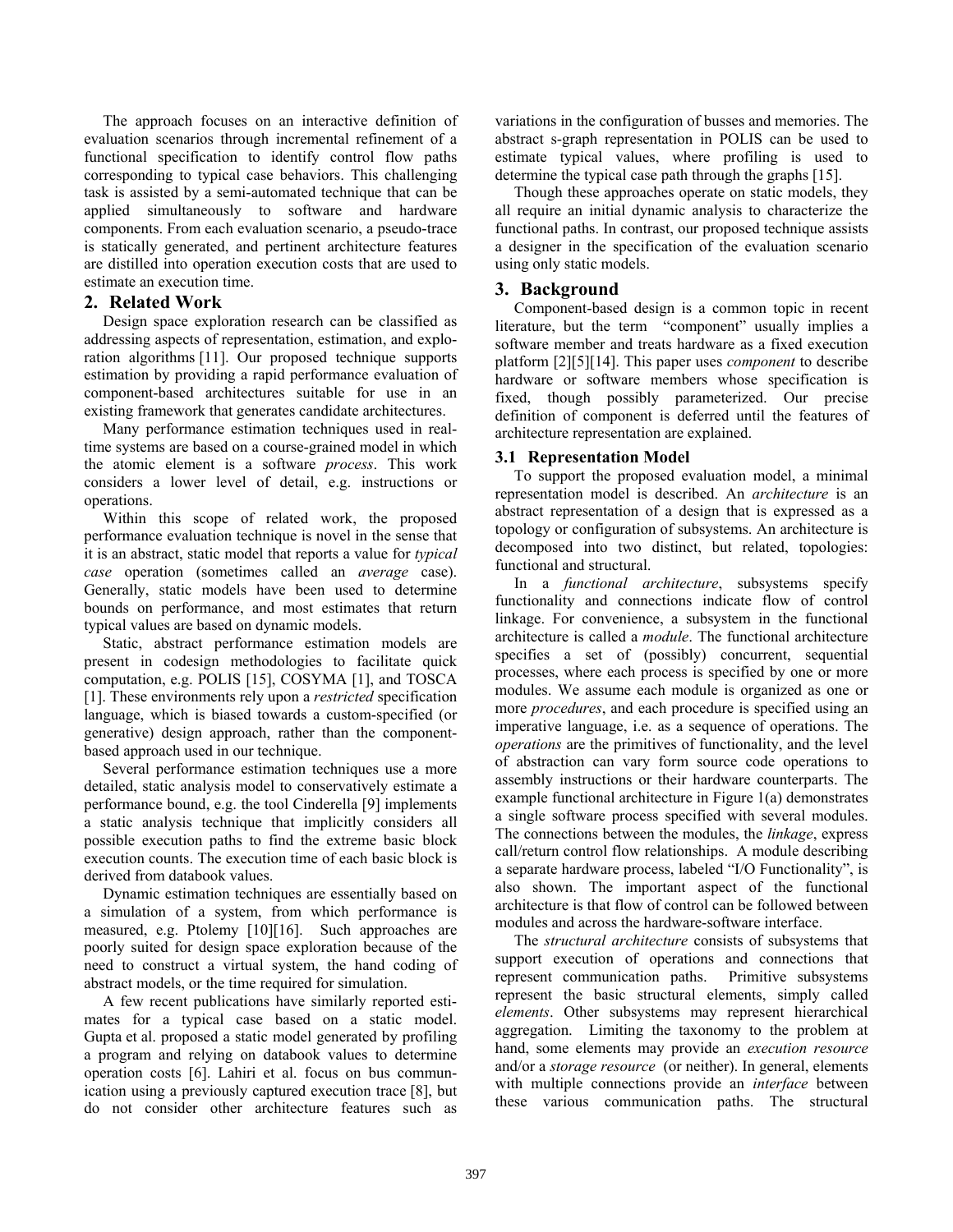The approach focuses on an interactive definition of evaluation scenarios through incremental refinement of a functional specification to identify control flow paths corresponding to typical case behaviors. This challenging task is assisted by a semi-automated technique that can be applied simultaneously to software and hardware components. From each evaluation scenario, a pseudo-trace is statically generated, and pertinent architecture features are distilled into operation execution costs that are used to estimate an execution time.

## 2. Related Work

Design space exploration research can be classified as addressing aspects of representation, estimation, and exploration algorithms [11]. Our proposed technique supports estimation by providing a rapid performance evaluation of component-based architectures suitable for use in an existing framework that generates candidate architectures.

Many performance estimation techniques used in real-time systems are based on a course-grained model in which the atomic element is a software *process*. This work considers a lower level of detail, e.g. instructions or operations.

Within this scope of related work, the proposed performance evaluation technique is novel in the sense that it is an abstract, static model that reports a value for *typical case* operation (sometimes called an *average* case). Generally, static models have been used to determine bounds on performance, and most estimates that return typical values are based on dynamic models.

Static, abstract performance estimation models are present in codesign methodologies to facilitate quick computation, e.g. POLIS [15], COSYMA [1], and TOSCA [1]. These environments rely upon a *restricted* specification language, which is biased towards a custom-specified (or generative) design approach, rather than the component-based approach used in our technique.

Several performance estimation techniques use a more detailed, static analysis model to conservatively estimate a performance bound, e.g. the tool Cinderella [9] implements a static analysis technique that implicitly considers all possible execution paths to find the extreme basic block execution counts. The execution time of each basic block is derived from databook values.

Dynamic estimation techniques are essentially based on a simulation of a system, from which performance is measured, e.g. Ptolemy [10][16]. Such approaches are poorly suited for design space exploration because of the need to construct a virtual system, the hand coding of abstract models, or the time required for simulation.

A few recent publications have similarly reported estimates for a typical case based on a static model. Gupta et al. proposed a static model generated by profiling a program and relying on databook values to determine operation costs [6]. Lahiri et al. focus on bus communication using a previously captured execution trace [8], but do not consider other architecture features such as variations in the configuration of busses and memories. The abstract s-graph representation in POLIS can be used to estimate typical values, where profiling is used to determine the typical case path through the graphs [15].

Though these approaches operate on static models, they all require an initial dynamic analysis to characterize the functional paths. In contrast, our proposed technique assists a designer in the specification of the evaluation scenario using only static models.

## 3. Background

Component-based design is a common topic in recent literature, but the term "component" usually implies a software member and treats hardware as a fixed execution platform [2][5][14]. This paper uses *component* to describe hardware or software members whose specification is fixed, though possibly parameterized. Our precise definition of component is deferred until the features of architecture representation are explained.

### 3.1 Representation Model

To support the proposed evaluation model, a minimal representation model is described. An *architecture* is an abstract representation of a design that is expressed as a topology or configuration of subsystems. An architecture is decomposed into two distinct, but related, topologies: functional and structural.

In a *functional architecture*, subsystems specify functionality and connections indicate flow of control linkage. For convenience, a subsystem in the functional architecture is called a *module*. The functional architecture specifies a set of (possibly) concurrent, sequential processes, where each process is specified by one or more modules. We assume each module is organized as one or more *procedures*, and each procedure is specified using an imperative language, i.e. as a sequence of operations. The *operations* are the primitives of functionality, and the level of abstraction can vary form source code operations to assembly instructions or their hardware counterparts. The example functional architecture in Figure 1(a) demonstrates a single software process specified with several modules. The connections between the modules, the *linkage*, express call/return control flow relationships. A module describing a separate hardware process, labeled "I/O Functionality", is also shown. The important aspect of the functional architecture is that flow of control can be followed between modules and across the hardware-software interface.

The *structural architecture* consists of subsystems that support execution of operations and connections that represent communication paths. Primitive subsystems represent the basic structural elements, simply called *elements*. Other subsystems may represent hierarchical aggregation. Limiting the taxonomy to the problem at hand, some elements may provide an *execution resource* and/or a *storage resource* (or neither). In general, elements with multiple connections provide an *interface* between these various communication paths. The structural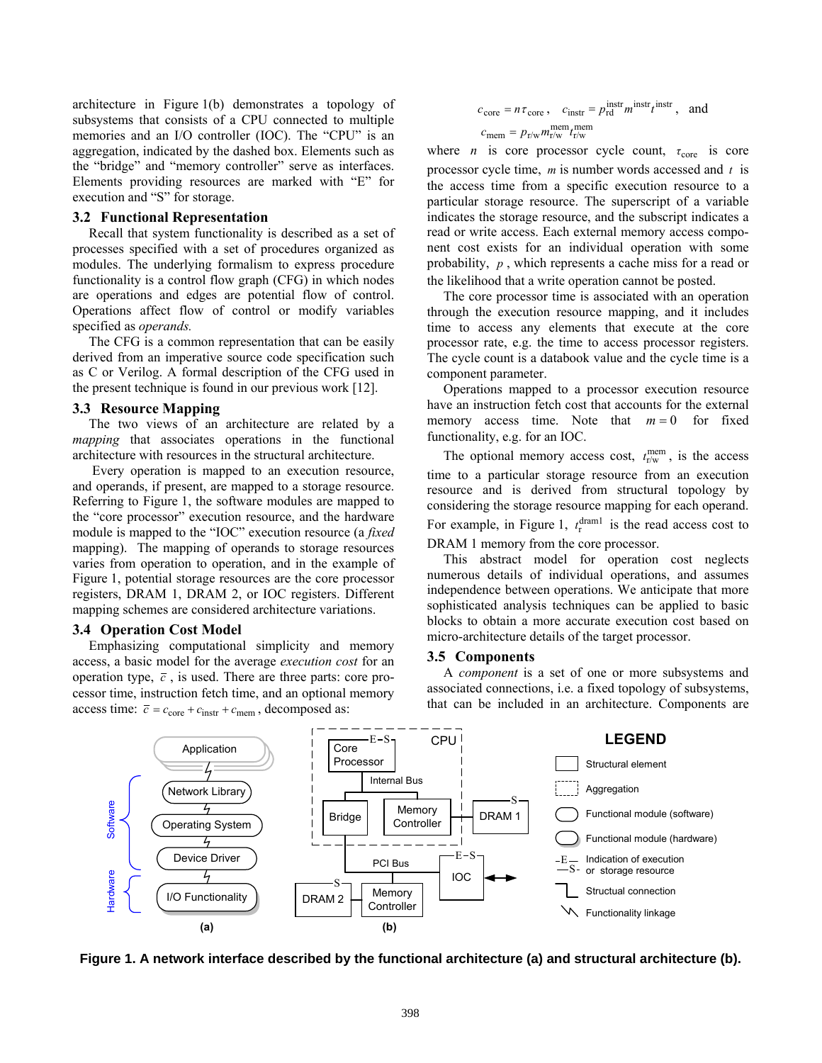architecture in Figure 1(b) demonstrates a topology of subsystems that consists of a CPU connected to multiple memories and an I/O controller (IOC). The "CPU" is an aggregation, indicated by the dashed box. Elements such as the "bridge" and "memory controller" serve as interfaces. Elements providing resources are marked with "E" for execution and "S" for storage.

### 3.2 Functional Representation

Recall that system functionality is described as a set of processes specified with a set of procedures organized as modules. The underlying formalism to express procedure functionality is a control flow graph (CFG) in which nodes are operations and edges are potential flow of control. Operations affect flow of control or modify variables specified as *operands.*

The CFG is a common representation that can be easily derived from an imperative source code specification such as C or Verilog. A formal description of the CFG used in the present technique is found in our previous work [12].

### 3.3 Resource Mapping

The two views of an architecture are related by a *mapping* that associates operations in the functional architecture with resources in the structural architecture.

Every operation is mapped to an execution resource, and operands, if present, are mapped to a storage resource. Referring to Figure 1, the software modules are mapped to the "core processor" execution resource, and the hardware module is mapped to the "IOC" execution resource (a *fixed* mapping). The mapping of operands to storage resources varies from operation to operation, and in the example of Figure 1, potential storage resources are the core processor registers, DRAM 1, DRAM 2, or IOC registers. Different mapping schemes are considered architecture variations.

### 3.4 Operation Cost Model

Emphasizing computational simplicity and memory access, a basic model for the average *execution cost* for an operation type, $\bar{c}$, is used. There are three parts: core processor time, instruction fetch time, and an optional memory access time: $\bar{c} = c_{\text{core}} + c_{\text{instr}} + c_{\text{mem}}$, decomposed as:

$$c_{\text{core}} = n\tau_{\text{core}}, \quad c_{\text{instr}} = p_{\text{rd}}^{\text{instr}} m^{\text{instr}} t^{\text{instr}}, \quad \text{and}$$
$$c_{\text{mem}} = p_{\text{r/w}} m_{\text{r/w}}^{\text{mem}} t_{\text{r/w}}^{\text{mem}}$$

where $n$ is core processor cycle count, $\tau_{\text{core}}$ is core processor cycle time, $m$ is number words accessed and $t$ is the access time from a specific execution resource to a particular storage resource. The superscript of a variable indicates the storage resource, and the subscript indicates a read or write access. Each external memory access component cost exists for an individual operation with some probability, $p$, which represents a cache miss for a read or the likelihood that a write operation cannot be posted.

The core processor time is associated with an operation through the execution resource mapping, and it includes time to access any elements that execute at the core processor rate, e.g. the time to access processor registers. The cycle count is a databook value and the cycle time is a component parameter.

Operations mapped to a processor execution resource have an instruction fetch cost that accounts for the external memory access time. Note that $m = 0$ for fixed functionality, e.g. for an IOC.

The optional memory access cost, $t_{\text{r/w}}^{\text{mem}}$, is the access time to a particular storage resource from an execution resource and is derived from structural topology by considering the storage resource mapping for each operand. For example, in Figure 1, $t_{\text{r}}^{\text{dram1}}$ is the read access cost to DRAM 1 memory from the core processor.

This abstract model for operation cost neglects numerous details of individual operations, and assumes independence between operations. We anticipate that more sophisticated analysis techniques can be applied to basic blocks to obtain a more accurate execution cost based on micro-architecture details of the target processor.

### 3.5 Components

A *component* is a set of one or more subsystems and associated connections, i.e. a fixed topology of subsystems, that can be included in an architecture. Components are

**Figure 1. A network interface described by the functional architecture (a) and structural architecture (b).**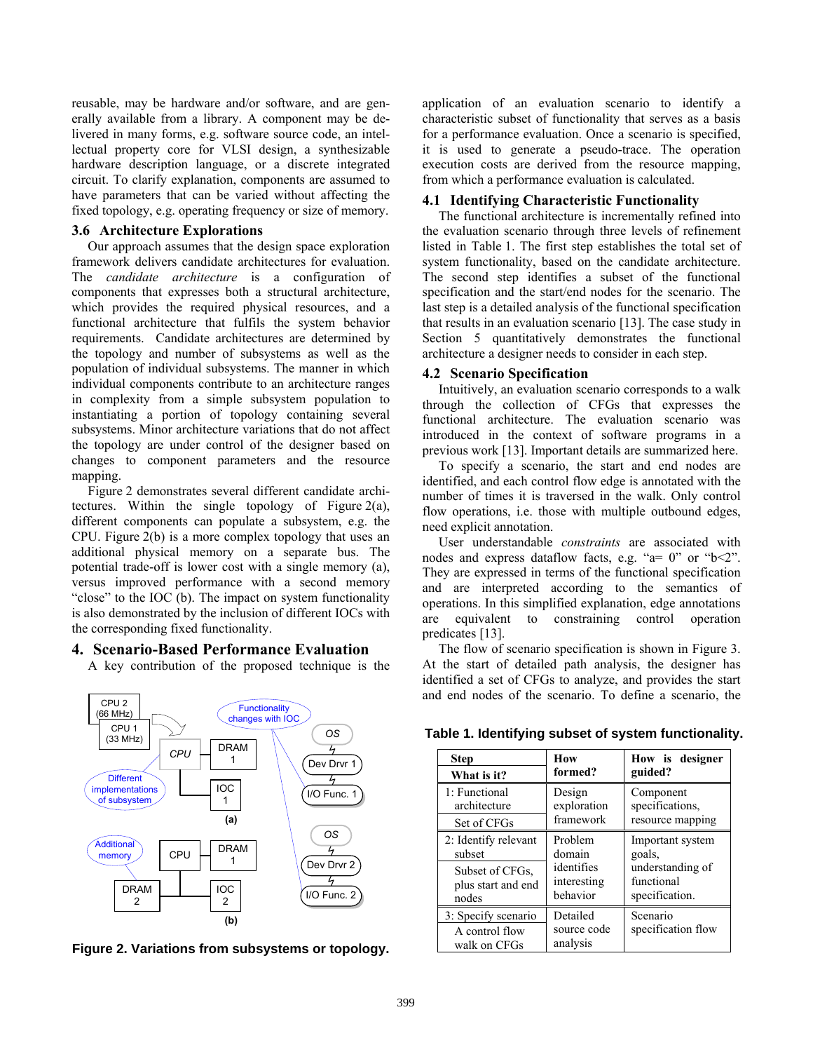reusable, may be hardware and/or software, and are generally available from a library. A component may be delivered in many forms, e.g. software source code, an intellectual property core for VLSI design, a synthesizable hardware description language, or a discrete integrated circuit. To clarify explanation, components are assumed to have parameters that can be varied without affecting the fixed topology, e.g. operating frequency or size of memory.

### 3.6 Architecture Explorations

Our approach assumes that the design space exploration framework delivers candidate architectures for evaluation. The *candidate architecture* is a configuration of components that expresses both a structural architecture, which provides the required physical resources, and a functional architecture that fulfils the system behavior requirements. Candidate architectures are determined by the topology and number of subsystems as well as the population of individual subsystems. The manner in which individual components contribute to an architecture ranges in complexity from a simple subsystem population to instantiating a portion of topology containing several subsystems. Minor architecture variations that do not affect the topology are under control of the designer based on changes to component parameters and the resource mapping.

Figure 2 demonstrates several different candidate architectures. Within the single topology of Figure 2(a), different components can populate a subsystem, e.g. the CPU. Figure 2(b) is a more complex topology that uses an additional physical memory on a separate bus. The potential trade-off is lower cost with a single memory (a), versus improved performance with a second memory "close" to the IOC (b). The impact on system functionality is also demonstrated by the inclusion of different IOCs with the corresponding fixed functionality.

Figure 2. Variations from subsystems or topology.

## 4. Scenario-Based Performance Evaluation

A key contribution of the proposed technique is the application of an evaluation scenario to identify a characteristic subset of functionality that serves as a basis for a performance evaluation. Once a scenario is specified, it is used to generate a pseudo-trace. The operation execution costs are derived from the resource mapping, from which a performance evaluation is calculated.

### 4.1 Identifying Characteristic Functionality

The functional architecture is incrementally refined into the evaluation scenario through three levels of refinement listed in Table 1. The first step establishes the total set of system functionality, based on the candidate architecture. The second step identifies a subset of the functional specification and the start/end nodes for the scenario. The last step is a detailed analysis of the functional specification that results in an evaluation scenario [13]. The case study in Section 5 quantitatively demonstrates the functional architecture a designer needs to consider in each step.

### 4.2 Scenario Specification

Intuitively, an evaluation scenario corresponds to a walk through the collection of CFGs that expresses the functional architecture. The evaluation scenario was introduced in the context of software programs in a previous work [13]. Important details are summarized here.

To specify a scenario, the start and end nodes are identified, and each control flow edge is annotated with the number of times it is traversed in the walk. Only control flow operations, i.e. those with multiple outbound edges, need explicit annotation.

User understandable *constraints* are associated with nodes and express dataflow facts, e.g. "a= 0" or "b<2". They are expressed in terms of the functional specification and are interpreted according to the semantics of operations. In this simplified explanation, edge annotations are equivalent to constraining control operation predicates [13].

The flow of scenario specification is shown in Figure 3. At the start of detailed path analysis, the designer has identified a set of CFGs to analyze, and provides the start and end nodes of the scenario. To define a scenario, the

**Table 1. Identifying subset of system functionality.**

| Step / What is it? | How formed? | How is designer guided? |
|---|---|---|
| 1: Functional architecture / Set of CFGs | Design exploration framework | Component specifications, resource mapping |
| 2: Identify relevant subset / Subset of CFGs, plus start and end nodes | Problem domain identifies interesting behavior | Important system goals, understanding of functional specification. |
| 3: Specify scenario / A control flow walk on CFGs | Detailed source code analysis | Scenario specification flow |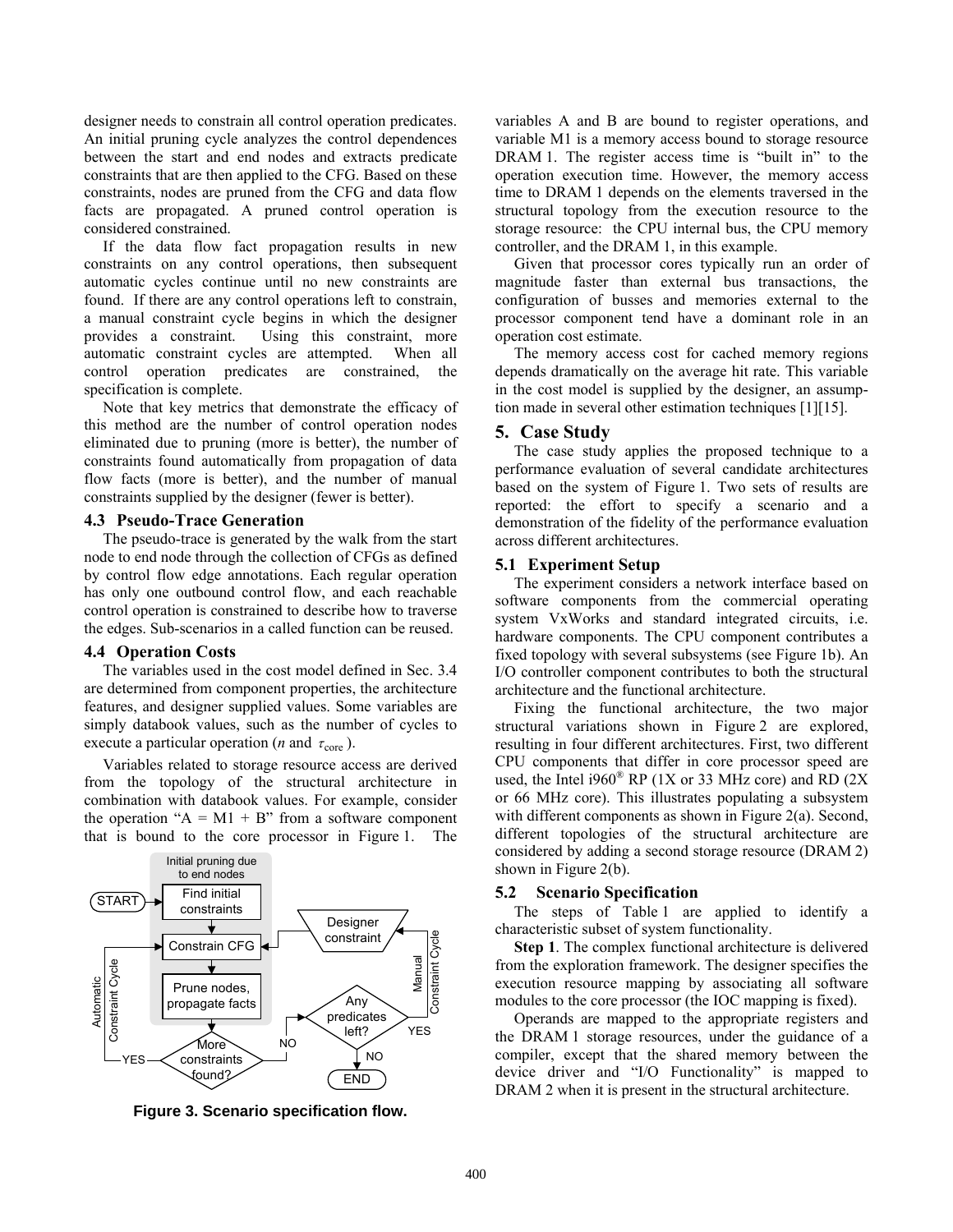designer needs to constrain all control operation predicates. An initial pruning cycle analyzes the control dependences between the start and end nodes and extracts predicate constraints that are then applied to the CFG. Based on these constraints, nodes are pruned from the CFG and data flow facts are propagated. A pruned control operation is considered constrained.

If the data flow fact propagation results in new constraints on any control operations, then subsequent automatic cycles continue until no new constraints are found. If there are any control operations left to constrain, a manual constraint cycle begins in which the designer provides a constraint. Using this constraint, more automatic constraint cycles are attempted. When all control operation predicates are constrained, the specification is complete.

Note that key metrics that demonstrate the efficacy of this method are the number of control operation nodes eliminated due to pruning (more is better), the number of constraints found automatically from propagation of data flow facts (more is better), and the number of manual constraints supplied by the designer (fewer is better).

### 4.3 Pseudo-Trace Generation

The pseudo-trace is generated by the walk from the start node to end node through the collection of CFGs as defined by control flow edge annotations. Each regular operation has only one outbound control flow, and each reachable control operation is constrained to describe how to traverse the edges. Sub-scenarios in a called function can be reused.

### 4.4 Operation Costs

The variables used in the cost model defined in Sec. 3.4 are determined from component properties, the architecture features, and designer supplied values. Some variables are simply databook values, such as the number of cycles to execute a particular operation ($n$ and $\tau_{core}$).

Variables related to storage resource access are derived from the topology of the structural architecture in combination with databook values. For example, consider the operation "A = M1 + B" from a software component that is bound to the core processor in Figure 1. The variables A and B are bound to register operations, and variable M1 is a memory access bound to storage resource DRAM 1. The register access time is "built in" to the operation execution time. However, the memory access time to DRAM 1 depends on the elements traversed in the structural topology from the execution resource to the storage resource: the CPU internal bus, the CPU memory controller, and the DRAM 1, in this example.

Given that processor cores typically run an order of magnitude faster than external bus transactions, the configuration of busses and memories external to the processor component tend have a dominant role in an operation cost estimate.

The memory access cost for cached memory regions depends dramatically on the average hit rate. This variable in the cost model is supplied by the designer, an assumption made in several other estimation techniques [1][15].

**Figure 3. Scenario specification flow.**

## 5. Case Study

The case study applies the proposed technique to a performance evaluation of several candidate architectures based on the system of Figure 1. Two sets of results are reported: the effort to specify a scenario and a demonstration of the fidelity of the performance evaluation across different architectures.

### 5.1 Experiment Setup

The experiment considers a network interface based on software components from the commercial operating system VxWorks and standard integrated circuits, i.e. hardware components. The CPU component contributes a fixed topology with several subsystems (see Figure 1b). An I/O controller component contributes to both the structural architecture and the functional architecture.

Fixing the functional architecture, the two major structural variations shown in Figure 2 are explored, resulting in four different architectures. First, two different CPU components that differ in core processor speed are used, the Intel i960® RP (1X or 33 MHz core) and RD (2X or 66 MHz core). This illustrates populating a subsystem with different components as shown in Figure 2(a). Second, different topologies of the structural architecture are considered by adding a second storage resource (DRAM 2) shown in Figure 2(b).

### 5.2 Scenario Specification

The steps of Table 1 are applied to identify a characteristic subset of system functionality.

**Step 1**. The complex functional architecture is delivered from the exploration framework. The designer specifies the execution resource mapping by associating all software modules to the core processor (the IOC mapping is fixed).

Operands are mapped to the appropriate registers and the DRAM 1 storage resources, under the guidance of a compiler, except that the shared memory between the device driver and "I/O Functionality" is mapped to DRAM 2 when it is present in the structural architecture.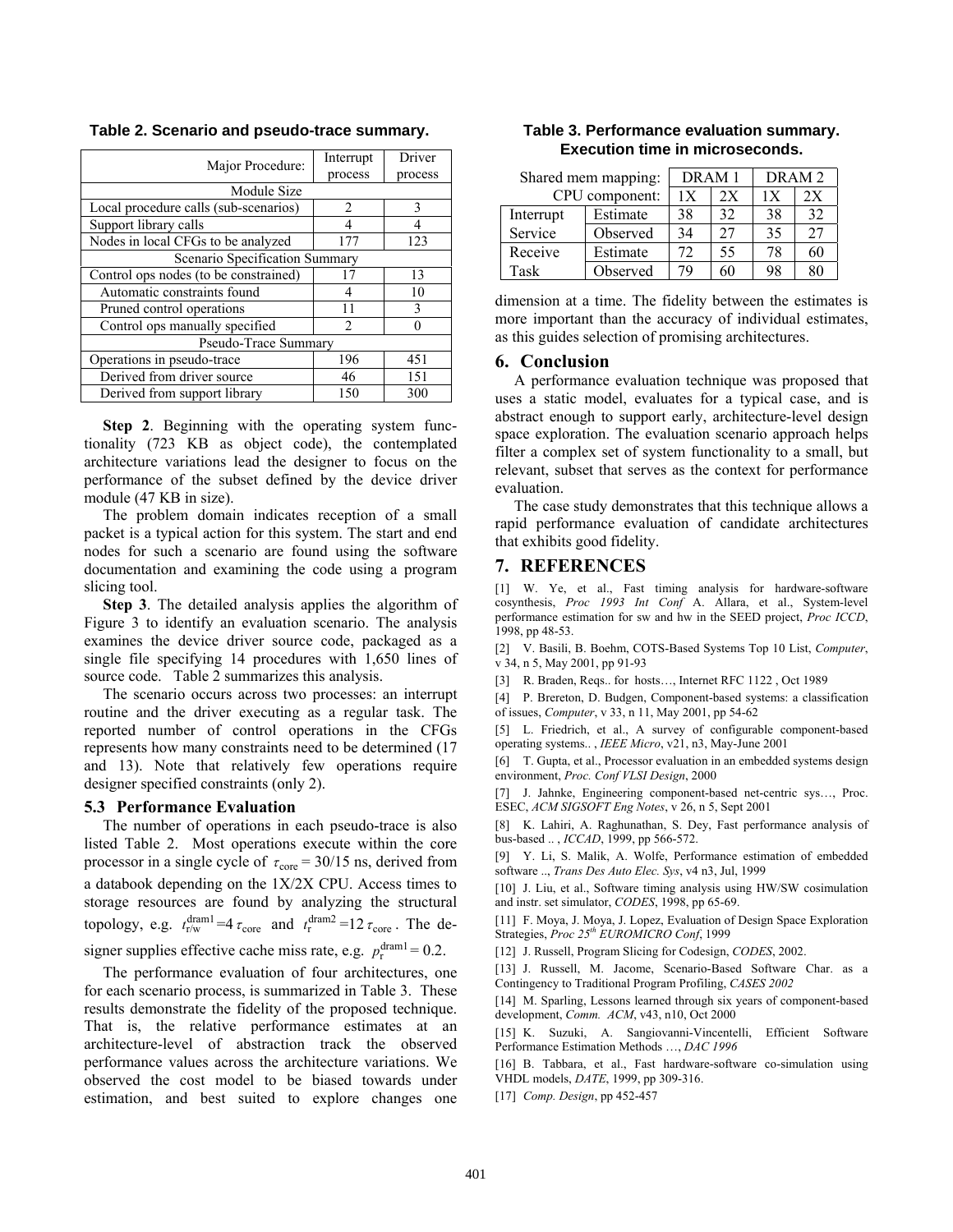**Table 2. Scenario and pseudo-trace summary.**

| Major Procedure: | Interrupt process | Driver process |
|---|---|---|
| Module Size | | |
| Local procedure calls (sub-scenarios) | 2 | 3 |
| Support library calls | 4 | 4 |
| Nodes in local CFGs to be analyzed | 177 | 123 |
| Scenario Specification Summary | | |
| Control ops nodes (to be constrained) | 17 | 13 |
| Automatic constraints found | 4 | 10 |
| Pruned control operations | 11 | 3 |
| Control ops manually specified | 2 | 0 |
| Pseudo-Trace Summary | | |
| Operations in pseudo-trace | 196 | 451 |
| Derived from driver source | 46 | 151 |
| Derived from support library | 150 | 300 |

**Step 2**. Beginning with the operating system functionality (723 KB as object code), the contemplated architecture variations lead the designer to focus on the performance of the subset defined by the device driver module (47 KB in size).

The problem domain indicates reception of a small packet is a typical action for this system. The start and end nodes for such a scenario are found using the software documentation and examining the code using a program slicing tool.

**Step 3**. The detailed analysis applies the algorithm of Figure 3 to identify an evaluation scenario. The analysis examines the device driver source code, packaged as a single file specifying 14 procedures with 1,650 lines of source code. Table 2 summarizes this analysis.

The scenario occurs across two processes: an interrupt routine and the driver executing as a regular task. The reported number of control operations in the CFGs represents how many constraints need to be determined (17 and 13). Note that relatively few operations require designer specified constraints (only 2).

### 5.3 Performance Evaluation

The number of operations in each pseudo-trace is also listed Table 2. Most operations execute within the core processor in a single cycle of $\tau_{\text{core}}$ = 30/15 ns, derived from a databook depending on the 1X/2X CPU. Access times to storage resources are found by analyzing the structural topology, e.g. $t_{\text{r/w}}^{\text{dram1}} = 4\,\tau_{\text{core}}$ and $t_{\text{r}}^{\text{dram2}} = 12\,\tau_{\text{core}}$. The designer supplies effective cache miss rate, e.g. $p_{\text{r}}^{\text{dram1}} = 0.2$.

The performance evaluation of four architectures, one for each scenario process, is summarized in Table 3. These results demonstrate the fidelity of the proposed technique. That is, the relative performance estimates at an architecture-level of abstraction track the observed performance values across the architecture variations. We observed the cost model to be biased towards under estimation, and best suited to explore changes one dimension at a time. The fidelity between the estimates is more important than the accuracy of individual estimates, as this guides selection of promising architectures.

**Table 3. Performance evaluation summary. Execution time in microseconds.**

| Shared mem mapping: | | DRAM 1 | | DRAM 2 | |
|---|---|---|---|---|---|
| CPU component: | | 1X | 2X | 1X | 2X |
| Interrupt Service | Estimate | 38 | 32 | 38 | 32 |
| | Observed | 34 | 27 | 35 | 27 |
| Receive Task | Estimate | 72 | 55 | 78 | 60 |
| | Observed | 79 | 60 | 98 | 80 |

## 6. Conclusion

A performance evaluation technique was proposed that uses a static model, evaluates for a typical case, and is abstract enough to support early, architecture-level design space exploration. The evaluation scenario approach helps filter a complex set of system functionality to a small, but relevant, subset that serves as the context for performance evaluation.

The case study demonstrates that this technique allows a rapid performance evaluation of candidate architectures that exhibits good fidelity.

## 7. REFERENCES

[1] W. Ye, et al., Fast timing analysis for hardware-software cosynthesis, *Proc 1993 Int Conf* A. Allara, et al., System-level performance estimation for sw and hw in the SEED project, *Proc ICCD*, 1998, pp 48-53.

[2] V. Basili, B. Boehm, COTS-Based Systems Top 10 List, *Computer*, v 34, n 5, May 2001, pp 91-93

[3] R. Braden, Reqs.. for hosts…, Internet RFC 1122 , Oct 1989

[4] P. Brereton, D. Budgen, Component-based systems: a classification of issues, *Computer*, v 33, n 11, May 2001, pp 54-62

[5] L. Friedrich, et al., A survey of configurable component-based operating systems.. , *IEEE Micro*, v21, n3, May-June 2001

[6] T. Gupta, et al., Processor evaluation in an embedded systems design environment, *Proc. Conf VLSI Design*, 2000

[7] J. Jahnke, Engineering component-based net-centric sys…, Proc. ESEC, *ACM SIGSOFT Eng Notes*, v 26, n 5, Sept 2001

[8] K. Lahiri, A. Raghunathan, S. Dey, Fast performance analysis of bus-based .. , *ICCAD*, 1999, pp 566-572.

[9] Y. Li, S. Malik, A. Wolfe, Performance estimation of embedded software .., *Trans Des Auto Elec. Sys*, v4 n3, Jul, 1999

[10] J. Liu, et al., Software timing analysis using HW/SW cosimulation and instr. set simulator, *CODES*, 1998, pp 65-69.

[11] F. Moya, J. Moya, J. Lopez, Evaluation of Design Space Exploration Strategies, *Proc 25th EUROMICRO Conf*, 1999

[12] J. Russell, Program Slicing for Codesign, *CODES*, 2002.

[13] J. Russell, M. Jacome, Scenario-Based Software Char. as a Contingency to Traditional Program Profiling, *CASES 2002*

[14] M. Sparling, Lessons learned through six years of component-based development, *Comm. ACM*, v43, n10, Oct 2000

[15] K. Suzuki, A. Sangiovanni-Vincentelli, Efficient Software Performance Estimation Methods …, *DAC 1996*

[16] B. Tabbara, et al., Fast hardware-software co-simulation using VHDL models, *DATE*, 1999, pp 309-316.

[17] *Comp. Design*, pp 452-457